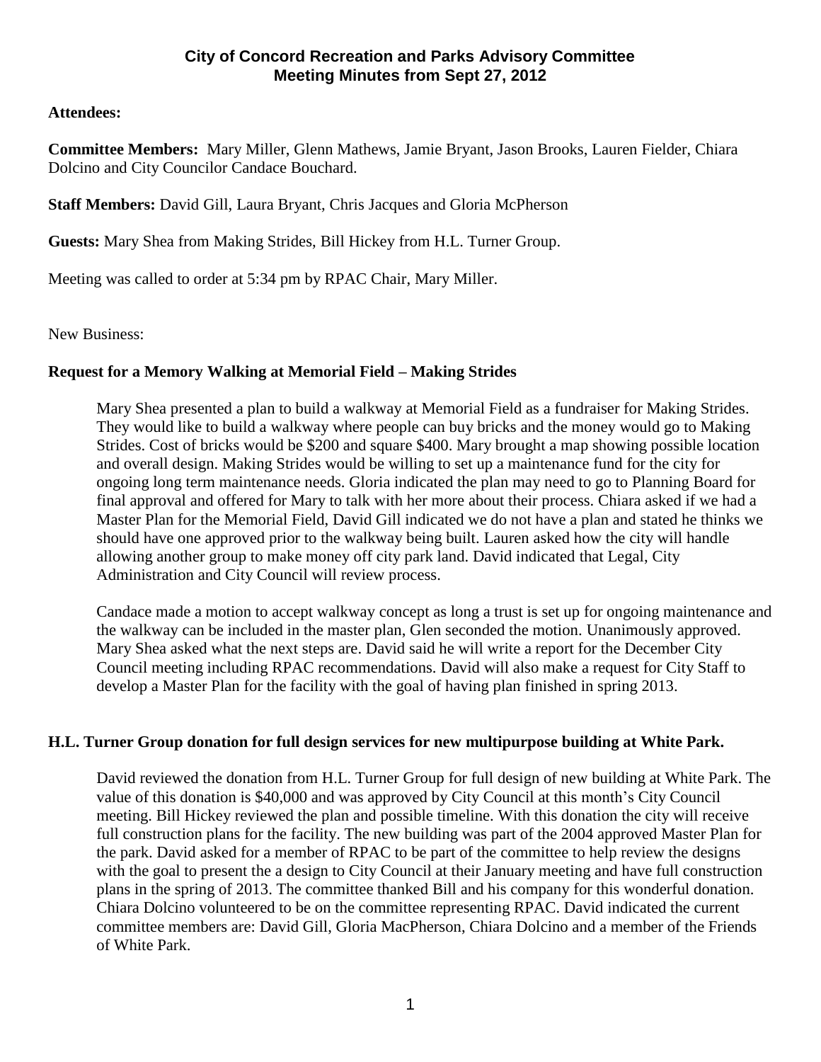# City of Concord Recreation and Parks Advisory Committee
## Meeting Minutes from Sept 27, 2012

**Attendees:**

**Committee Members:** Mary Miller, Glenn Mathews, Jamie Bryant, Jason Brooks, Lauren Fielder, Chiara Dolcino and City Councilor Candace Bouchard.

**Staff Members:** David Gill, Laura Bryant, Chris Jacques and Gloria McPherson

**Guests:** Mary Shea from Making Strides, Bill Hickey from H.L. Turner Group.

Meeting was called to order at 5:34 pm by RPAC Chair, Mary Miller.

New Business:

### Request for a Memory Walking at Memorial Field – Making Strides

Mary Shea presented a plan to build a walkway at Memorial Field as a fundraiser for Making Strides. They would like to build a walkway where people can buy bricks and the money would go to Making Strides. Cost of bricks would be $200 and square $400. Mary brought a map showing possible location and overall design. Making Strides would be willing to set up a maintenance fund for the city for ongoing long term maintenance needs. Gloria indicated the plan may need to go to Planning Board for final approval and offered for Mary to talk with her more about their process. Chiara asked if we had a Master Plan for the Memorial Field, David Gill indicated we do not have a plan and stated he thinks we should have one approved prior to the walkway being built. Lauren asked how the city will handle allowing another group to make money off city park land. David indicated that Legal, City Administration and City Council will review process.

Candace made a motion to accept walkway concept as long a trust is set up for ongoing maintenance and the walkway can be included in the master plan, Glen seconded the motion. Unanimously approved. Mary Shea asked what the next steps are. David said he will write a report for the December City Council meeting including RPAC recommendations. David will also make a request for City Staff to develop a Master Plan for the facility with the goal of having plan finished in spring 2013.

### H.L. Turner Group donation for full design services for new multipurpose building at White Park.

David reviewed the donation from H.L. Turner Group for full design of new building at White Park. The value of this donation is $40,000 and was approved by City Council at this month's City Council meeting. Bill Hickey reviewed the plan and possible timeline. With this donation the city will receive full construction plans for the facility. The new building was part of the 2004 approved Master Plan for the park. David asked for a member of RPAC to be part of the committee to help review the designs with the goal to present the a design to City Council at their January meeting and have full construction plans in the spring of 2013. The committee thanked Bill and his company for this wonderful donation. Chiara Dolcino volunteered to be on the committee representing RPAC. David indicated the current committee members are: David Gill, Gloria MacPherson, Chiara Dolcino and a member of the Friends of White Park.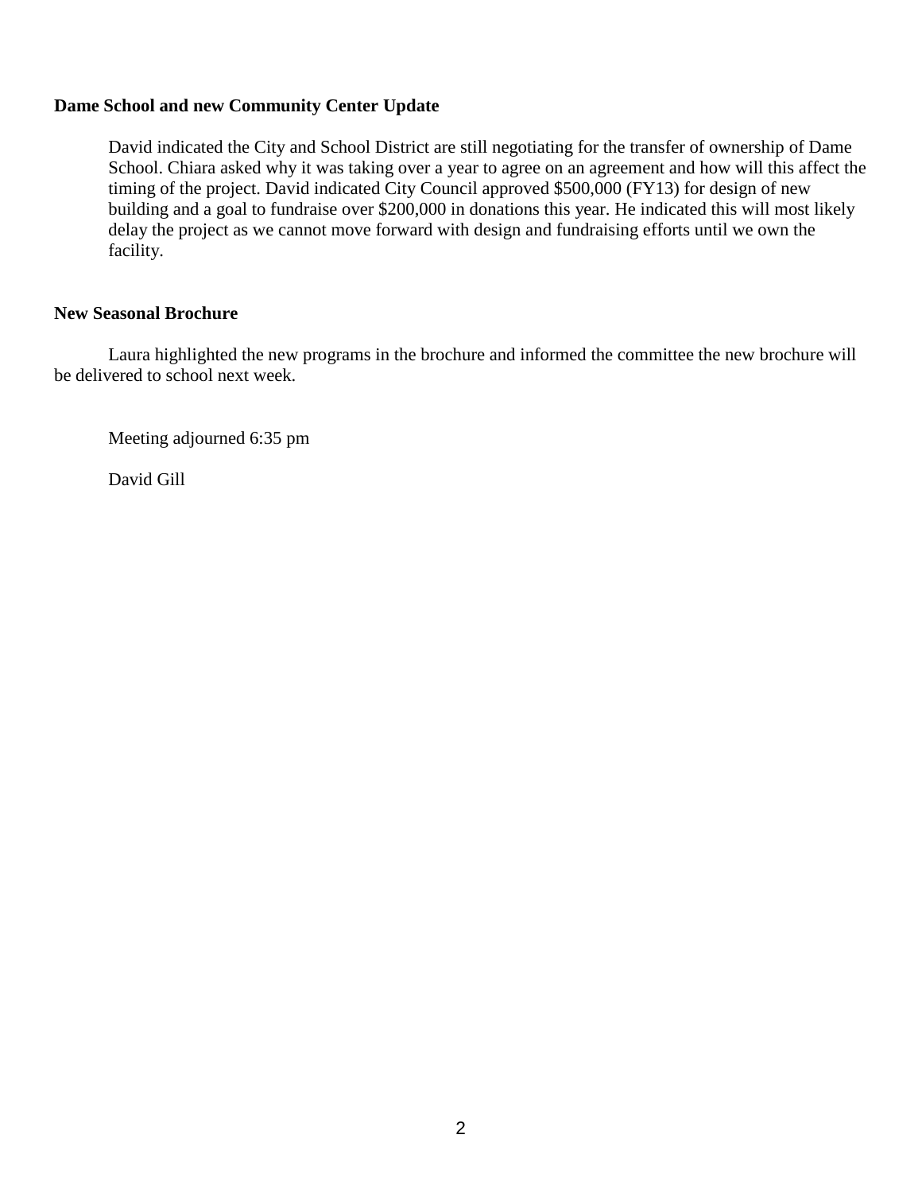**Dame School and new Community Center Update**

David indicated the City and School District are still negotiating for the transfer of ownership of Dame School. Chiara asked why it was taking over a year to agree on an agreement and how will this affect the timing of the project. David indicated City Council approved $500,000 (FY13) for design of new building and a goal to fundraise over $200,000 in donations this year. He indicated this will most likely delay the project as we cannot move forward with design and fundraising efforts until we own the facility.

**New Seasonal Brochure**

Laura highlighted the new programs in the brochure and informed the committee the new brochure will be delivered to school next week.

Meeting adjourned 6:35 pm

David Gill